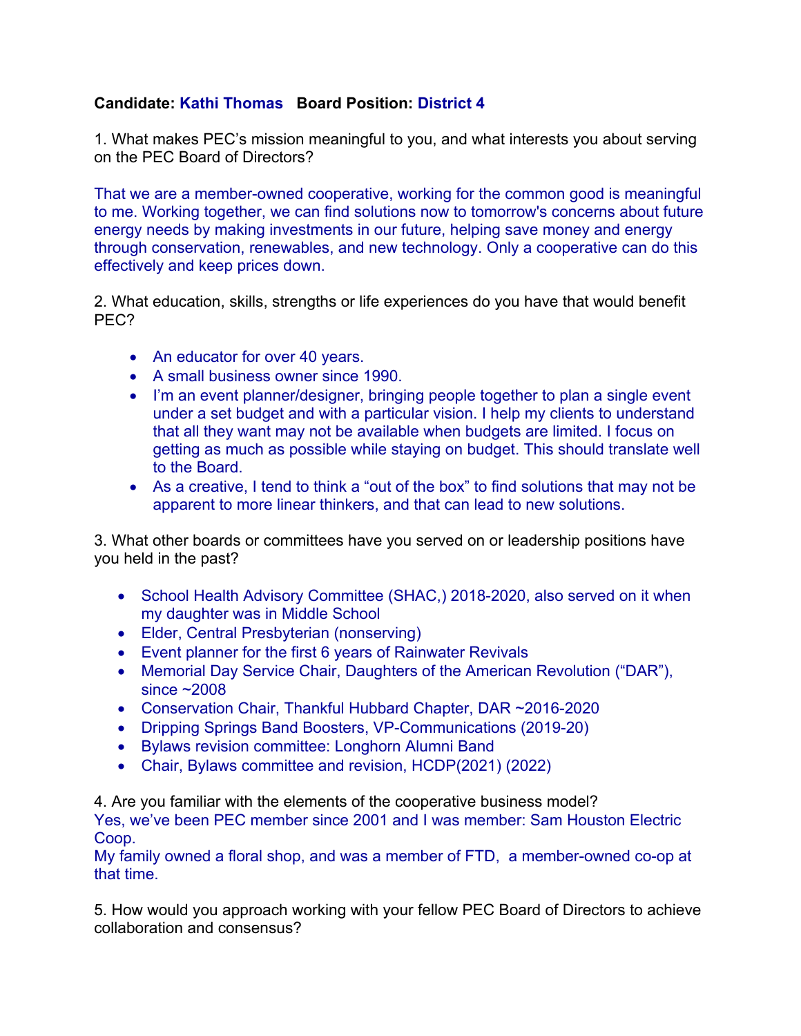**Candidate:** Kathi Thomas **Board Position:** District 4

1. What makes PEC's mission meaningful to you, and what interests you about serving on the PEC Board of Directors?

That we are a member-owned cooperative, working for the common good is meaningful to me. Working together, we can find solutions now to tomorrow's concerns about future energy needs by making investments in our future, helping save money and energy through conservation, renewables, and new technology. Only a cooperative can do this effectively and keep prices down.

2. What education, skills, strengths or life experiences do you have that would benefit PEC?

- An educator for over 40 years.
- A small business owner since 1990.
- I'm an event planner/designer, bringing people together to plan a single event under a set budget and with a particular vision. I help my clients to understand that all they want may not be available when budgets are limited. I focus on getting as much as possible while staying on budget. This should translate well to the Board.
- As a creative, I tend to think a "out of the box" to find solutions that may not be apparent to more linear thinkers, and that can lead to new solutions.

3. What other boards or committees have you served on or leadership positions have you held in the past?

- School Health Advisory Committee (SHAC,) 2018-2020, also served on it when my daughter was in Middle School
- Elder, Central Presbyterian (nonserving)
- Event planner for the first 6 years of Rainwater Revivals
- Memorial Day Service Chair, Daughters of the American Revolution ("DAR"), since ~2008
- Conservation Chair, Thankful Hubbard Chapter, DAR ~2016-2020
- Dripping Springs Band Boosters, VP-Communications (2019-20)
- Bylaws revision committee: Longhorn Alumni Band
- Chair, Bylaws committee and revision, HCDP(2021) (2022)

4. Are you familiar with the elements of the cooperative business model?
Yes, we've been PEC member since 2001 and I was member: Sam Houston Electric Coop.
My family owned a floral shop, and was a member of FTD, a member-owned co-op at that time.

5. How would you approach working with your fellow PEC Board of Directors to achieve collaboration and consensus?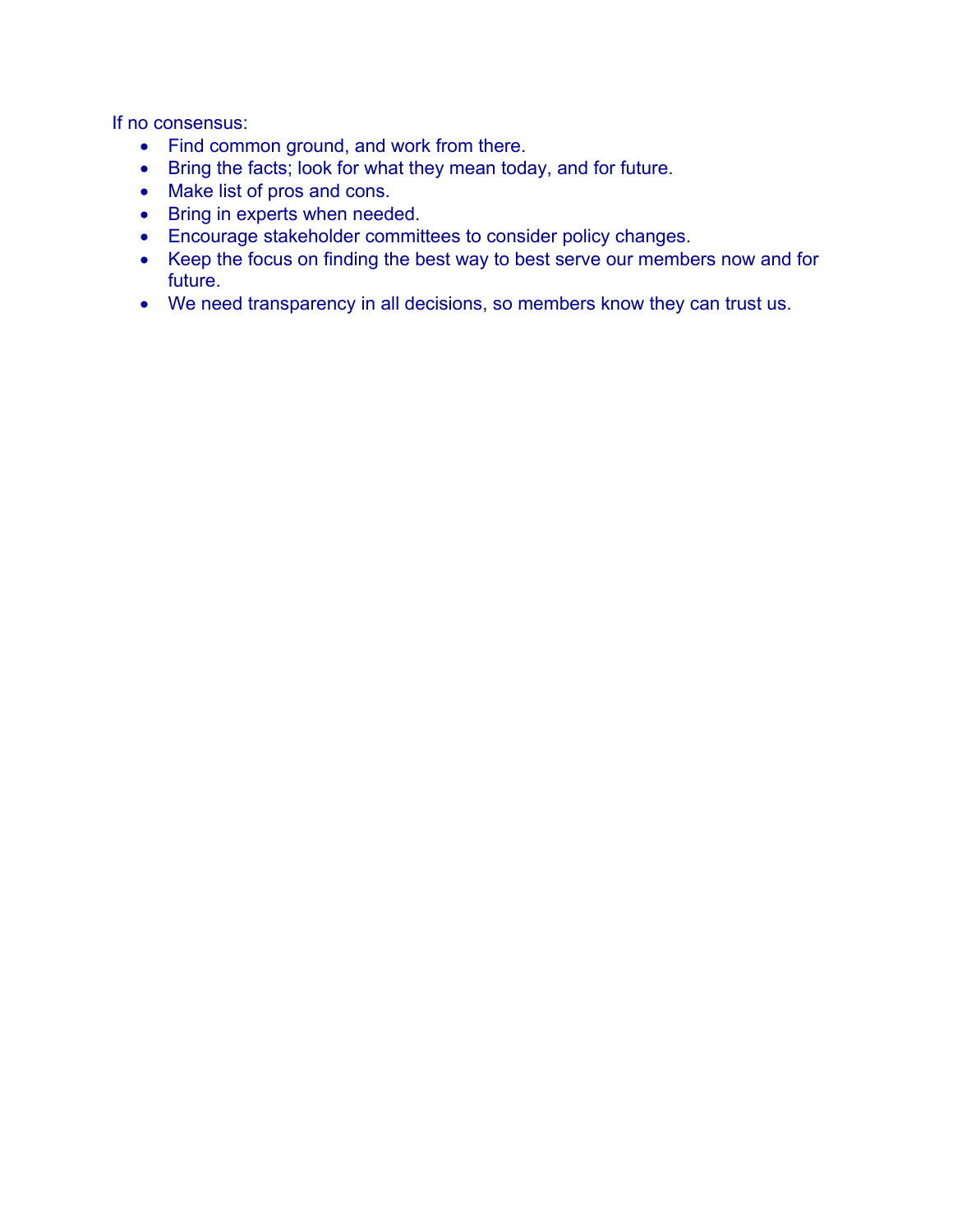If no consensus:

- Find common ground, and work from there.
- Bring the facts; look for what they mean today, and for future.
- Make list of pros and cons.
- Bring in experts when needed.
- Encourage stakeholder committees to consider policy changes.
- Keep the focus on finding the best way to best serve our members now and for future.
- We need transparency in all decisions, so members know they can trust us.